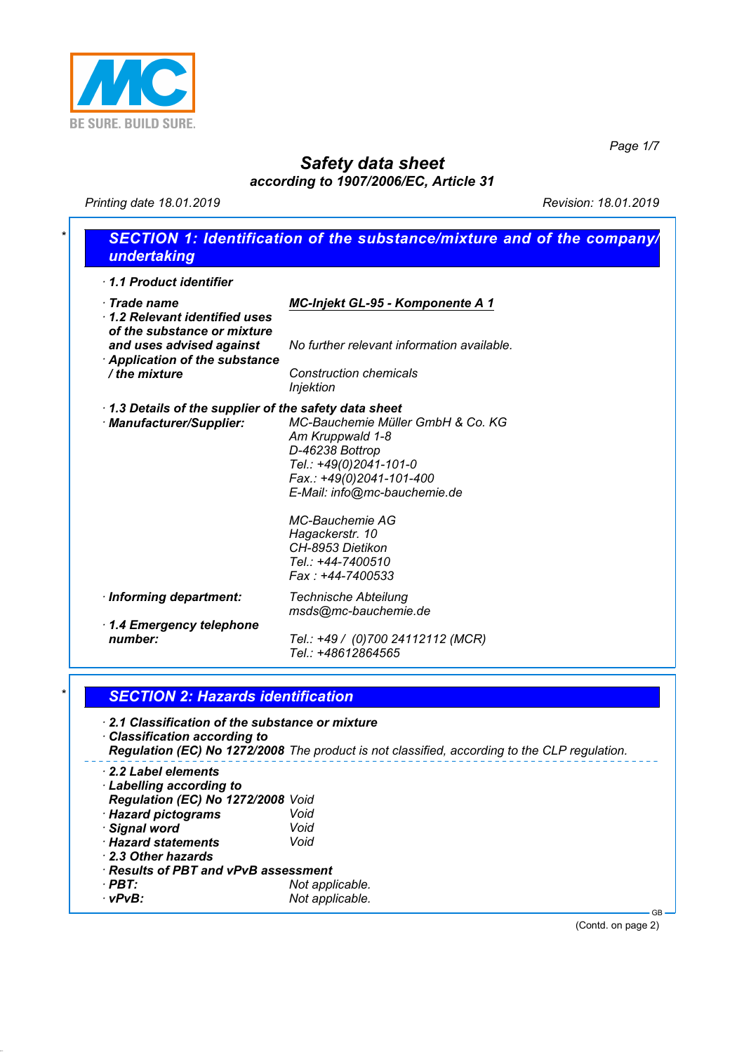BE SURE. BUILD SURE.

# Safety data sheet

**according to 1907/2006/EC, Article 31**

Printing date 18.01.2019 | Revision: 18.01.2019

## SECTION 1: Identification of the substance/mixture and of the company/undertaking

· **1.1 Product identifier**

· **Trade name** **MC-Injekt GL-95 - Komponente A 1**

· **1.2 Relevant identified uses of the substance or mixture and uses advised against** No further relevant information available.

· **Application of the substance / the mixture** Construction chemicals
Injektion

· **1.3 Details of the supplier of the safety data sheet**

· **Manufacturer/Supplier:**
MC-Bauchemie Müller GmbH & Co. KG
Am Kruppwald 1-8
D-46238 Bottrop
Tel.: +49(0)2041-101-0
Fax.: +49(0)2041-101-400
E-Mail: info@mc-bauchemie.de

MC-Bauchemie AG
Hagackerstr. 10
CH-8953 Dietikon
Tel.: +44-7400510
Fax : +44-7400533

· **Informing department:** Technische Abteilung
msds@mc-bauchemie.de

· **1.4 Emergency telephone number:** Tel.: +49 / (0)700 24112112 (MCR)
Tel.: +48612864565

## SECTION 2: Hazards identification

· **2.1 Classification of the substance or mixture**

· **Classification according to Regulation (EC) No 1272/2008** The product is not classified, according to the CLP regulation.

· **2.2 Label elements**

· **Labelling according to Regulation (EC) No 1272/2008** Void

· **Hazard pictograms** Void

· **Signal word** Void

· **Hazard statements** Void

· **2.3 Other hazards**

· **Results of PBT and vPvB assessment**

· **PBT:** Not applicable.

· **vPvB:** Not applicable.

(Contd. on page 2)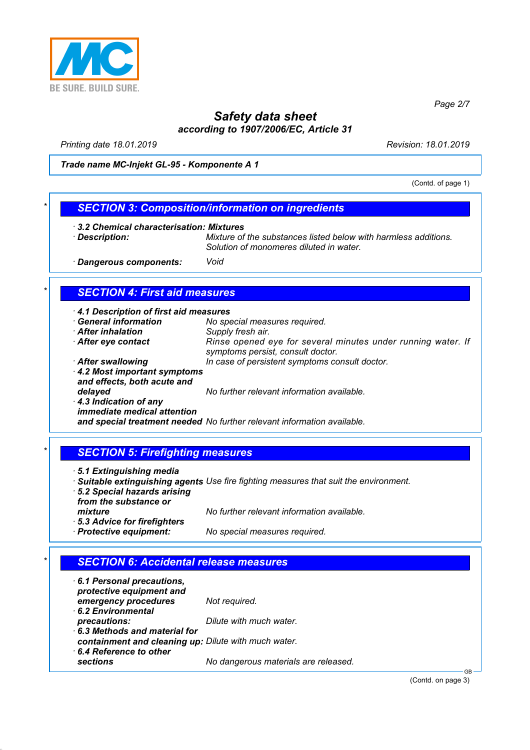**Trade name MC-Injekt GL-95 - Komponente A 1**

(Contd. of page 1)

## SECTION 3: Composition/information on ingredients

· **3.2 Chemical characterisation: Mixtures**
· **Description:** *Mixture of the substances listed below with harmless additions. Solution of monomeres diluted in water.*

· **Dangerous components:** *Void*

## SECTION 4: First aid measures

· **4.1 Description of first aid measures**
· **General information** *No special measures required.*
· **After inhalation** *Supply fresh air.*
· **After eye contact** *Rinse opened eye for several minutes under running water. If symptoms persist, consult doctor.*
· **After swallowing** *In case of persistent symptoms consult doctor.*
· **4.2 Most important symptoms and effects, both acute and delayed** *No further relevant information available.*
· **4.3 Indication of any immediate medical attention and special treatment needed** *No further relevant information available.*

## SECTION 5: Firefighting measures

· **5.1 Extinguishing media**
· **Suitable extinguishing agents** *Use fire fighting measures that suit the environment.*
· **5.2 Special hazards arising from the substance or mixture** *No further relevant information available.*
· **5.3 Advice for firefighters**
· **Protective equipment:** *No special measures required.*

## SECTION 6: Accidental release measures

· **6.1 Personal precautions, protective equipment and emergency procedures** *Not required.*
· **6.2 Environmental precautions:** *Dilute with much water.*
· **6.3 Methods and material for containment and cleaning up:** *Dilute with much water.*
· **6.4 Reference to other sections** *No dangerous materials are released.*

(Contd. on page 3)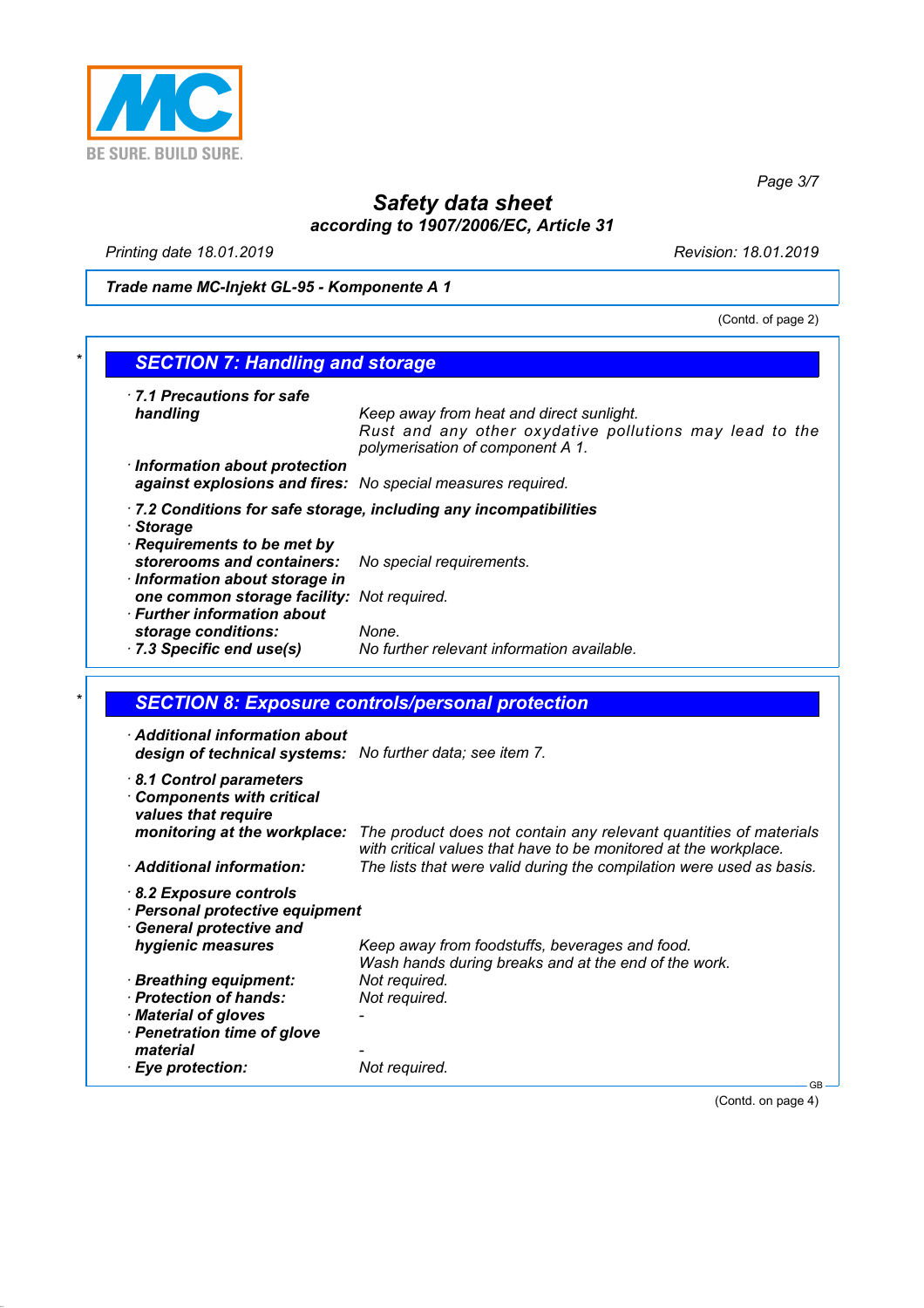(Contd. of page 2)

## * SECTION 7: Handling and storage

· **7.1 Precautions for safe handling** Keep away from heat and direct sunlight.
Rust and any other oxydative pollutions may lead to the polymerisation of component A 1.

· **Information about protection against explosions and fires:** No special measures required.

· **7.2 Conditions for safe storage, including any incompatibilities**

· **Storage**

· **Requirements to be met by storerooms and containers:** No special requirements.

· **Information about storage in one common storage facility:** Not required.

· **Further information about storage conditions:** None.

· **7.3 Specific end use(s)** No further relevant information available.

## * SECTION 8: Exposure controls/personal protection

· **Additional information about design of technical systems:** No further data; see item 7.

· **8.1 Control parameters**

· **Components with critical values that require monitoring at the workplace:** The product does not contain any relevant quantities of materials with critical values that have to be monitored at the workplace.

· **Additional information:** The lists that were valid during the compilation were used as basis.

· **8.2 Exposure controls**

· **Personal protective equipment**

· **General protective and hygienic measures** Keep away from foodstuffs, beverages and food.
Wash hands during breaks and at the end of the work.

· **Breathing equipment:** Not required.

· **Protection of hands:** Not required.

· **Material of gloves** -

· **Penetration time of glove material** -

· **Eye protection:** Not required.

GB

(Contd. on page 4)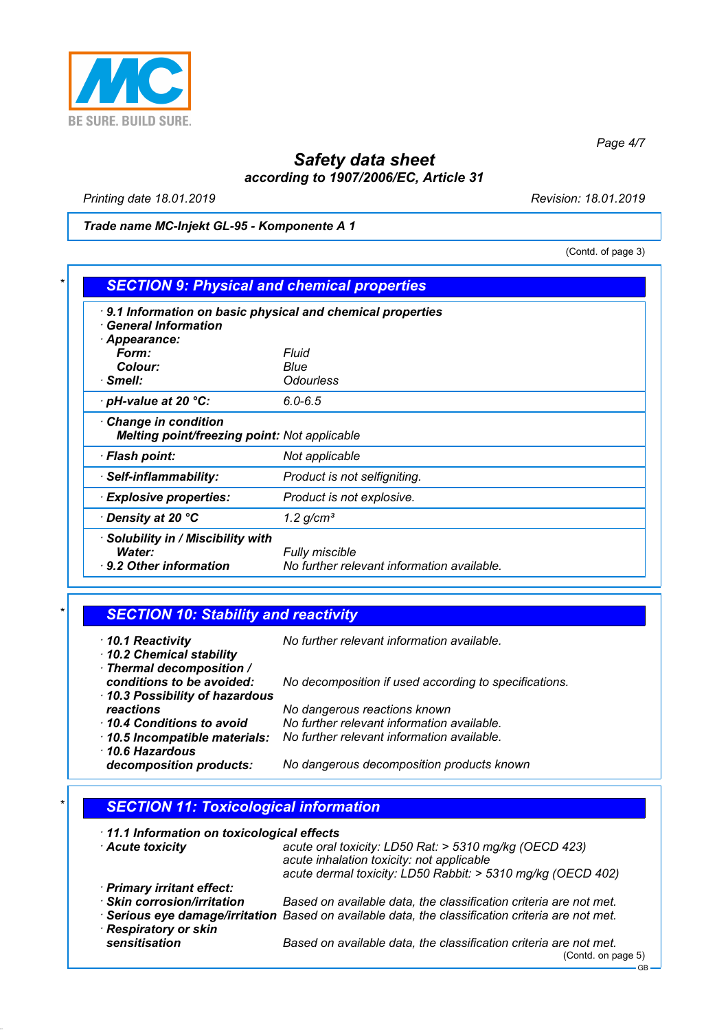# Safety data sheet

**according to 1907/2006/EC, Article 31**

Printing date 18.01.2019 Revision: 18.01.2019

**Trade name MC-Injekt GL-95 - Komponente A 1**

(Contd. of page 3)

## SECTION 9: Physical and chemical properties

· **9.1 Information on basic physical and chemical properties**
· **General Information**
· **Appearance:**
**Form:** Fluid
**Colour:** Blue
· **Smell:** Odourless

· **pH-value at 20 °C:** 6.0-6.5

· **Change in condition**
**Melting point/freezing point:** Not applicable

· **Flash point:** Not applicable

· **Self-inflammability:** Product is not selfigniting.

· **Explosive properties:** Product is not explosive.

· **Density at 20 °C** 1.2 g/cm³

· **Solubility in / Miscibility with**
**Water:** Fully miscible
· **9.2 Other information** No further relevant information available.

## SECTION 10: Stability and reactivity

· **10.1 Reactivity** No further relevant information available.
· **10.2 Chemical stability**
· **Thermal decomposition / conditions to be avoided:** No decomposition if used according to specifications.
· **10.3 Possibility of hazardous reactions** No dangerous reactions known
· **10.4 Conditions to avoid** No further relevant information available.
· **10.5 Incompatible materials:** No further relevant information available.
· **10.6 Hazardous decomposition products:** No dangerous decomposition products known

## SECTION 11: Toxicological information

· **11.1 Information on toxicological effects**
· **Acute toxicity** acute oral toxicity: LD50 Rat: > 5310 mg/kg (OECD 423)
acute inhalation toxicity: not applicable
acute dermal toxicity: LD50 Rabbit: > 5310 mg/kg (OECD 402)
· **Primary irritant effect:**
· **Skin corrosion/irritation** Based on available data, the classification criteria are not met.
· **Serious eye damage/irritation** Based on available data, the classification criteria are not met.
· **Respiratory or skin sensitisation** Based on available data, the classification criteria are not met.

(Contd. on page 5)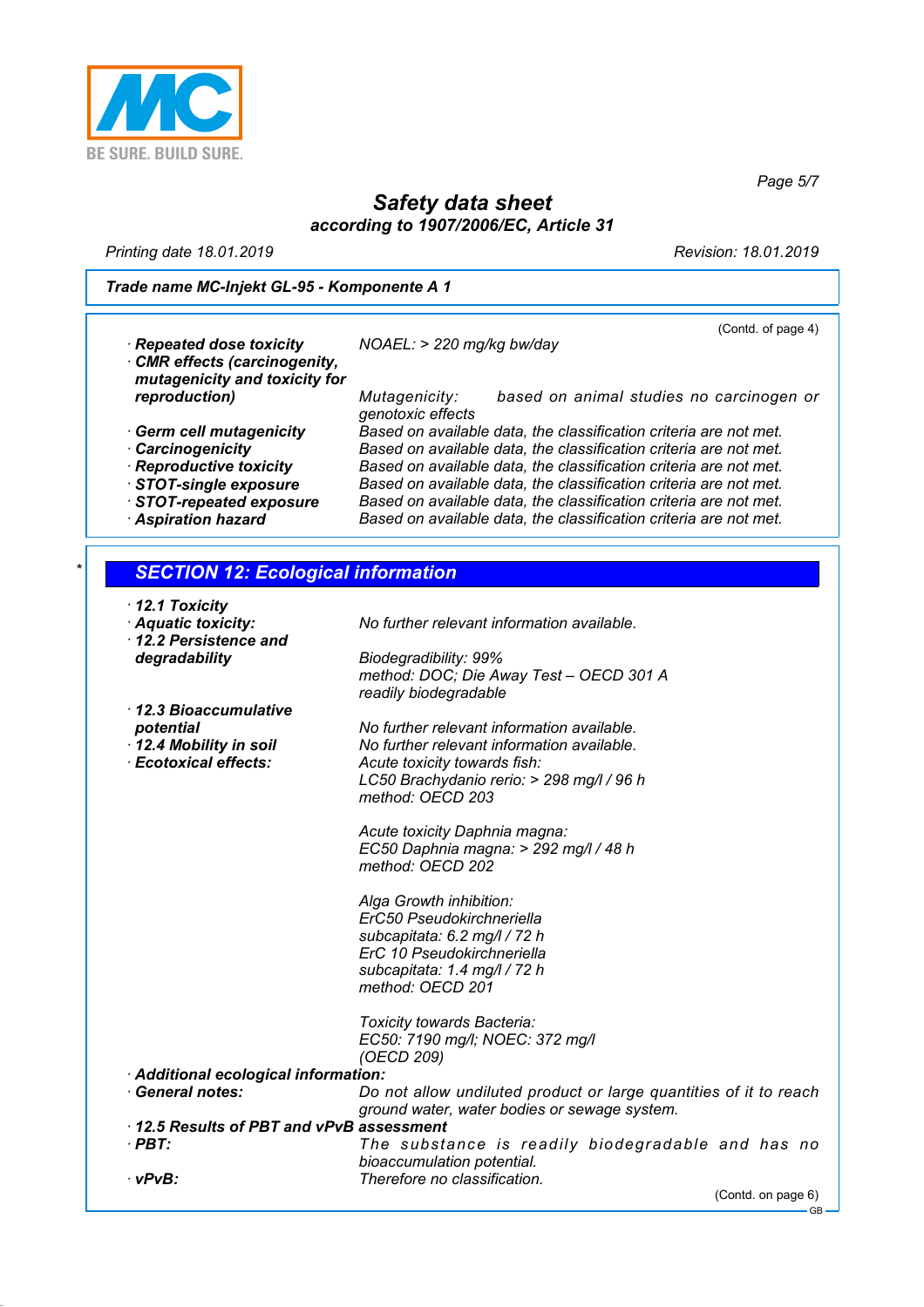# Safety data sheet
**according to 1907/2006/EC, Article 31**

Printing date 18.01.2019 Revision: 18.01.2019

**Trade name MC-Injekt GL-95 - Komponente A 1**

(Contd. of page 4)

- **Repeated dose toxicity** NOAEL: > 220 mg/kg bw/day
- **CMR effects (carcinogenity, mutagenicity and toxicity for reproduction)** Mutagenicity: based on animal studies no carcinogen or genotoxic effects
- **Germ cell mutagenicity** Based on available data, the classification criteria are not met.
- **Carcinogenicity** Based on available data, the classification criteria are not met.
- **Reproductive toxicity** Based on available data, the classification criteria are not met.
- **STOT-single exposure** Based on available data, the classification criteria are not met.
- **STOT-repeated exposure** Based on available data, the classification criteria are not met.
- **Aspiration hazard** Based on available data, the classification criteria are not met.

## SECTION 12: Ecological information

- **12.1 Toxicity**
- **Aquatic toxicity:** No further relevant information available.
- **12.2 Persistence and degradability** Biodegradibility: 99%
  method: DOC; Die Away Test – OECD 301 A
  readily biodegradable
- **12.3 Bioaccumulative potential** No further relevant information available.
- **12.4 Mobility in soil** No further relevant information available.
- **Ecotoxical effects:** Acute toxicity towards fish:
  LC50 Brachydanio rerio: > 298 mg/l / 96 h
  method: OECD 203

  Acute toxicity Daphnia magna:
  EC50 Daphnia magna: > 292 mg/l / 48 h
  method: OECD 202

  Alga Growth inhibition:
  ErC50 Pseudokirchneriella subcapitata: 6.2 mg/l / 72 h
  ErC 10 Pseudokirchneriella subcapitata: 1.4 mg/l / 72 h
  method: OECD 201

  Toxicity towards Bacteria:
  EC50: 7190 mg/l; NOEC: 372 mg/l
  (OECD 209)
- **Additional ecological information:**
- **General notes:** Do not allow undiluted product or large quantities of it to reach ground water, water bodies or sewage system.
- **12.5 Results of PBT and vPvB assessment**
- **PBT:** The substance is readily biodegradable and has no bioaccumulation potential.
- **vPvB:** Therefore no classification.

(Contd. on page 6)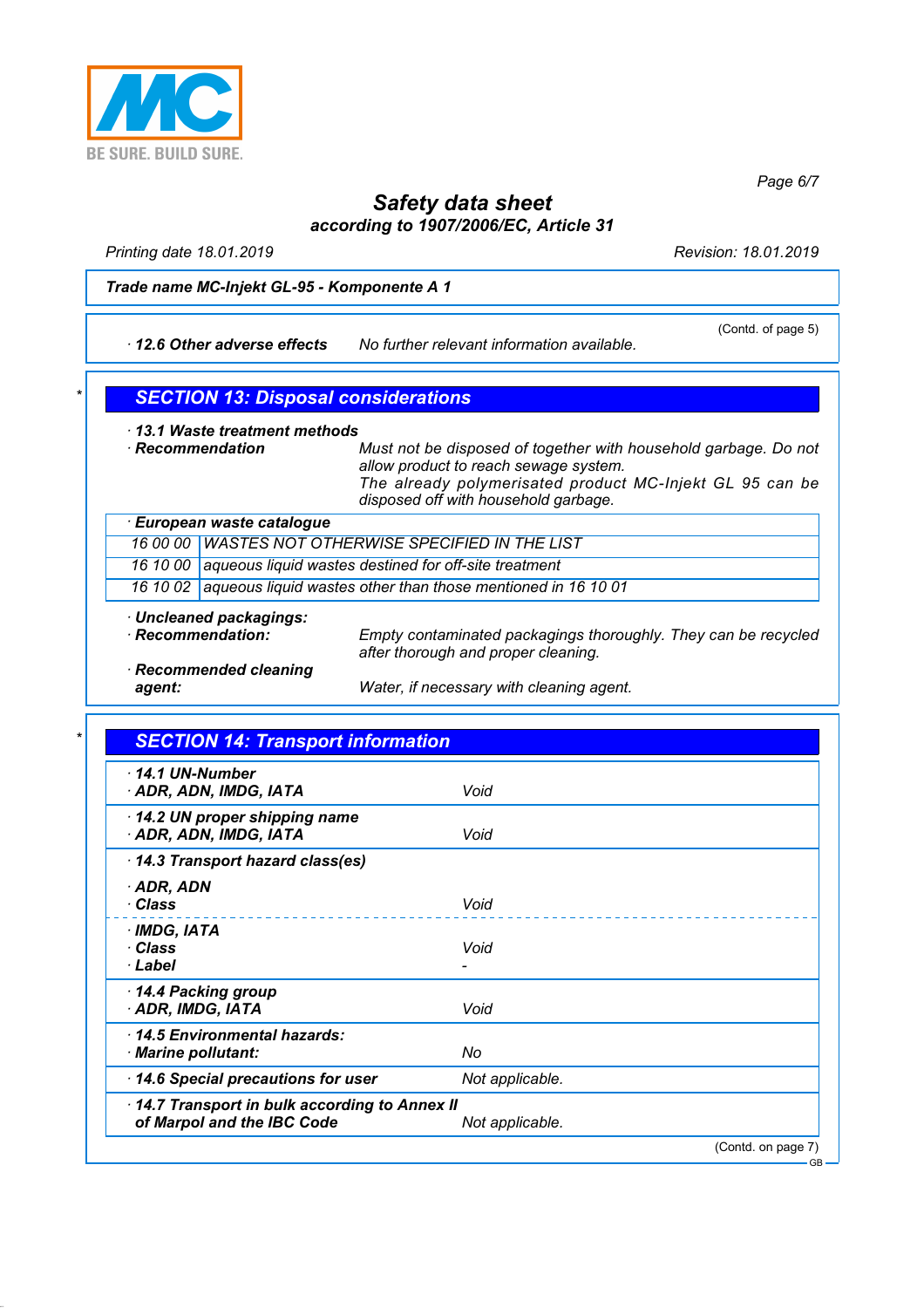Trade name MC-Injekt GL-95 - Komponente A 1

(Contd. of page 5)

· **12.6 Other adverse effects** No further relevant information available.

## SECTION 13: Disposal considerations

· **13.1 Waste treatment methods**

· **Recommendation** Must not be disposed of together with household garbage. Do not allow product to reach sewage system.
The already polymerised product MC-Injekt GL 95 can be disposed off with household garbage.

| · European waste catalogue | |
|---|---|
| 16 00 00 | WASTES NOT OTHERWISE SPECIFIED IN THE LIST |
| 16 10 00 | aqueous liquid wastes destined for off-site treatment |
| 16 10 02 | aqueous liquid wastes other than those mentioned in 16 10 01 |

· **Uncleaned packagings:**

· **Recommendation:** Empty contaminated packagings thoroughly. They can be recycled after thorough and proper cleaning.

· **Recommended cleaning agent:** Water, if necessary with cleaning agent.

## SECTION 14: Transport information

| | |
|---|---|
| · **14.1 UN-Number** | |
| · **ADR, ADN, IMDG, IATA** | Void |
| · **14.2 UN proper shipping name** | |
| · **ADR, ADN, IMDG, IATA** | Void |
| · **14.3 Transport hazard class(es)** | |
| · **ADR, ADN** | |
| · **Class** | Void |
| · **IMDG, IATA** | |
| · **Class** | Void |
| · **Label** | - |
| · **14.4 Packing group** | |
| · **ADR, IMDG, IATA** | Void |
| · **14.5 Environmental hazards:** | |
| · **Marine pollutant:** | No |
| · **14.6 Special precautions for user** | Not applicable. |
| · **14.7 Transport in bulk according to Annex II of Marpol and the IBC Code** | Not applicable. |

(Contd. on page 7)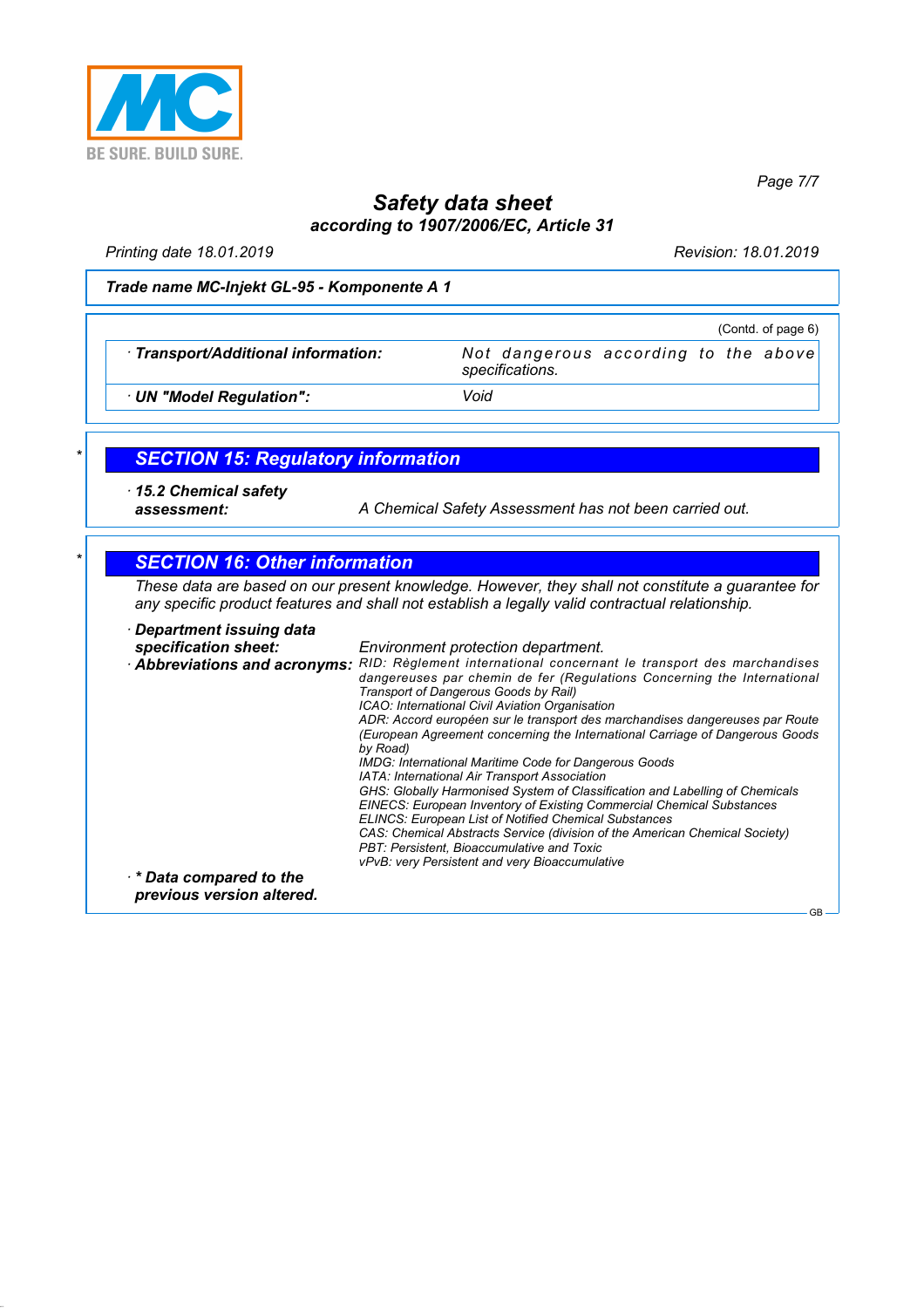*Safety data sheet*
*according to 1907/2006/EC, Article 31*

Printing date 18.01.2019 | Revision: 18.01.2019

**Trade name MC-Injekt GL-95 - Komponente A 1**

(Contd. of page 6)

| | |
|---|---|
| · **Transport/Additional information:** | Not dangerous according to the above specifications. |
| · **UN "Model Regulation":** | Void |

\* 

## SECTION 15: Regulatory information

· **15.2 Chemical safety assessment:** A Chemical Safety Assessment has not been carried out.

\*

## SECTION 16: Other information

These data are based on our present knowledge. However, they shall not constitute a guarantee for any specific product features and shall not establish a legally valid contractual relationship.

· **Department issuing data specification sheet:** Environment protection department.

· **Abbreviations and acronyms:**
RID: Règlement international concernant le transport des marchandises dangereuses par chemin de fer (Regulations Concerning the International Transport of Dangerous Goods by Rail)
ICAO: International Civil Aviation Organisation
ADR: Accord européen sur le transport des marchandises dangereuses par Route (European Agreement concerning the International Carriage of Dangerous Goods by Road)
IMDG: International Maritime Code for Dangerous Goods
IATA: International Air Transport Association
GHS: Globally Harmonised System of Classification and Labelling of Chemicals
EINECS: European Inventory of Existing Commercial Chemical Substances
ELINCS: European List of Notified Chemical Substances
CAS: Chemical Abstracts Service (division of the American Chemical Society)
PBT: Persistent, Bioaccumulative and Toxic
vPvB: very Persistent and very Bioaccumulative

· **\* Data compared to the previous version altered.**